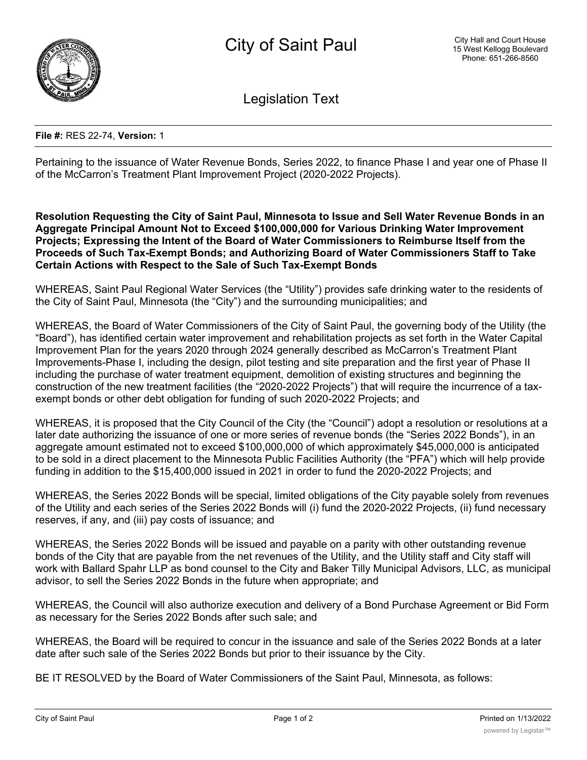# City of Saint Paul

City Hall and Court House
15 West Kellogg Boulevard
Phone: 651-266-8560

## Legislation Text

**File #:** RES 22-74, **Version:** 1

Pertaining to the issuance of Water Revenue Bonds, Series 2022, to finance Phase I and year one of Phase II of the McCarron's Treatment Plant Improvement Project (2020-2022 Projects).

**Resolution Requesting the City of Saint Paul, Minnesota to Issue and Sell Water Revenue Bonds in an Aggregate Principal Amount Not to Exceed $100,000,000 for Various Drinking Water Improvement Projects; Expressing the Intent of the Board of Water Commissioners to Reimburse Itself from the Proceeds of Such Tax-Exempt Bonds; and Authorizing Board of Water Commissioners Staff to Take Certain Actions with Respect to the Sale of Such Tax-Exempt Bonds**

WHEREAS, Saint Paul Regional Water Services (the "Utility") provides safe drinking water to the residents of the City of Saint Paul, Minnesota (the "City") and the surrounding municipalities; and

WHEREAS, the Board of Water Commissioners of the City of Saint Paul, the governing body of the Utility (the "Board"), has identified certain water improvement and rehabilitation projects as set forth in the Water Capital Improvement Plan for the years 2020 through 2024 generally described as McCarron's Treatment Plant Improvements-Phase I, including the design, pilot testing and site preparation and the first year of Phase II including the purchase of water treatment equipment, demolition of existing structures and beginning the construction of the new treatment facilities (the "2020-2022 Projects") that will require the incurrence of a tax-exempt bonds or other debt obligation for funding of such 2020-2022 Projects; and

WHEREAS, it is proposed that the City Council of the City (the "Council") adopt a resolution or resolutions at a later date authorizing the issuance of one or more series of revenue bonds (the "Series 2022 Bonds"), in an aggregate amount estimated not to exceed $100,000,000 of which approximately $45,000,000 is anticipated to be sold in a direct placement to the Minnesota Public Facilities Authority (the "PFA") which will help provide funding in addition to the $15,400,000 issued in 2021 in order to fund the 2020-2022 Projects; and

WHEREAS, the Series 2022 Bonds will be special, limited obligations of the City payable solely from revenues of the Utility and each series of the Series 2022 Bonds will (i) fund the 2020-2022 Projects, (ii) fund necessary reserves, if any, and (iii) pay costs of issuance; and

WHEREAS, the Series 2022 Bonds will be issued and payable on a parity with other outstanding revenue bonds of the City that are payable from the net revenues of the Utility, and the Utility staff and City staff will work with Ballard Spahr LLP as bond counsel to the City and Baker Tilly Municipal Advisors, LLC, as municipal advisor, to sell the Series 2022 Bonds in the future when appropriate; and

WHEREAS, the Council will also authorize execution and delivery of a Bond Purchase Agreement or Bid Form as necessary for the Series 2022 Bonds after such sale; and

WHEREAS, the Board will be required to concur in the issuance and sale of the Series 2022 Bonds at a later date after such sale of the Series 2022 Bonds but prior to their issuance by the City.

BE IT RESOLVED by the Board of Water Commissioners of the Saint Paul, Minnesota, as follows: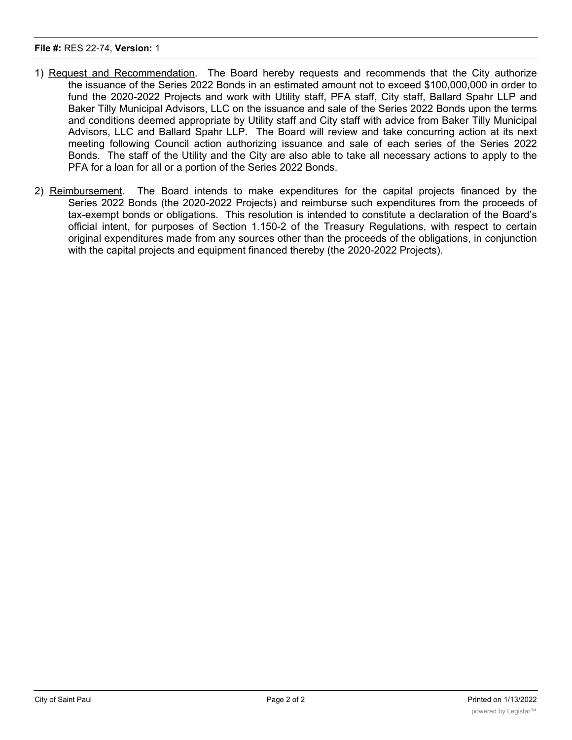**File #:** RES 22-74, **Version:** 1

1) Request and Recommendation. The Board hereby requests and recommends that the City authorize the issuance of the Series 2022 Bonds in an estimated amount not to exceed $100,000,000 in order to fund the 2020-2022 Projects and work with Utility staff, PFA staff, City staff, Ballard Spahr LLP and Baker Tilly Municipal Advisors, LLC on the issuance and sale of the Series 2022 Bonds upon the terms and conditions deemed appropriate by Utility staff and City staff with advice from Baker Tilly Municipal Advisors, LLC and Ballard Spahr LLP. The Board will review and take concurring action at its next meeting following Council action authorizing issuance and sale of each series of the Series 2022 Bonds. The staff of the Utility and the City are also able to take all necessary actions to apply to the PFA for a loan for all or a portion of the Series 2022 Bonds.

2) Reimbursement. The Board intends to make expenditures for the capital projects financed by the Series 2022 Bonds (the 2020-2022 Projects) and reimburse such expenditures from the proceeds of tax-exempt bonds or obligations. This resolution is intended to constitute a declaration of the Board's official intent, for purposes of Section 1.150-2 of the Treasury Regulations, with respect to certain original expenditures made from any sources other than the proceeds of the obligations, in conjunction with the capital projects and equipment financed thereby (the 2020-2022 Projects).